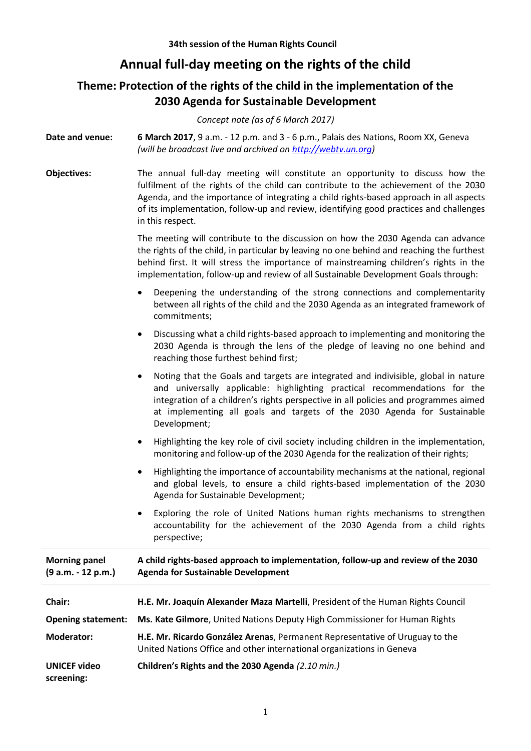**34th session of the Human Rights Council**

# Annual full-day meeting on the rights of the child

## Theme: Protection of the rights of the child in the implementation of the 2030 Agenda for Sustainable Development

*Concept note (as of 6 March 2017)*

**Date and venue:** **6 March 2017**, 9 a.m. - 12 p.m. and 3 - 6 p.m., Palais des Nations, Room XX, Geneva *(will be broadcast live and archived on http://webtv.un.org)*

**Objectives:** The annual full-day meeting will constitute an opportunity to discuss how the fulfilment of the rights of the child can contribute to the achievement of the 2030 Agenda, and the importance of integrating a child rights-based approach in all aspects of its implementation, follow-up and review, identifying good practices and challenges in this respect.

The meeting will contribute to the discussion on how the 2030 Agenda can advance the rights of the child, in particular by leaving no one behind and reaching the furthest behind first. It will stress the importance of mainstreaming children's rights in the implementation, follow-up and review of all Sustainable Development Goals through:

- Deepening the understanding of the strong connections and complementarity between all rights of the child and the 2030 Agenda as an integrated framework of commitments;
- Discussing what a child rights-based approach to implementing and monitoring the 2030 Agenda is through the lens of the pledge of leaving no one behind and reaching those furthest behind first;
- Noting that the Goals and targets are integrated and indivisible, global in nature and universally applicable: highlighting practical recommendations for the integration of a children's rights perspective in all policies and programmes aimed at implementing all goals and targets of the 2030 Agenda for Sustainable Development;
- Highlighting the key role of civil society including children in the implementation, monitoring and follow-up of the 2030 Agenda for the realization of their rights;
- Highlighting the importance of accountability mechanisms at the national, regional and global levels, to ensure a child rights-based implementation of the 2030 Agenda for Sustainable Development;
- Exploring the role of United Nations human rights mechanisms to strengthen accountability for the achievement of the 2030 Agenda from a child rights perspective;

---

**Morning panel (9 a.m. - 12 p.m.)** — **A child rights-based approach to implementation, follow-up and review of the 2030 Agenda for Sustainable Development**

---

**Chair:** **H.E. Mr. Joaquín Alexander Maza Martelli**, President of the Human Rights Council

**Opening statement:** **Ms. Kate Gilmore**, United Nations Deputy High Commissioner for Human Rights

**Moderator:** **H.E. Mr. Ricardo González Arenas**, Permanent Representative of Uruguay to the United Nations Office and other international organizations in Geneva

**UNICEF video screening:** **Children's Rights and the 2030 Agenda** *(2.10 min.)*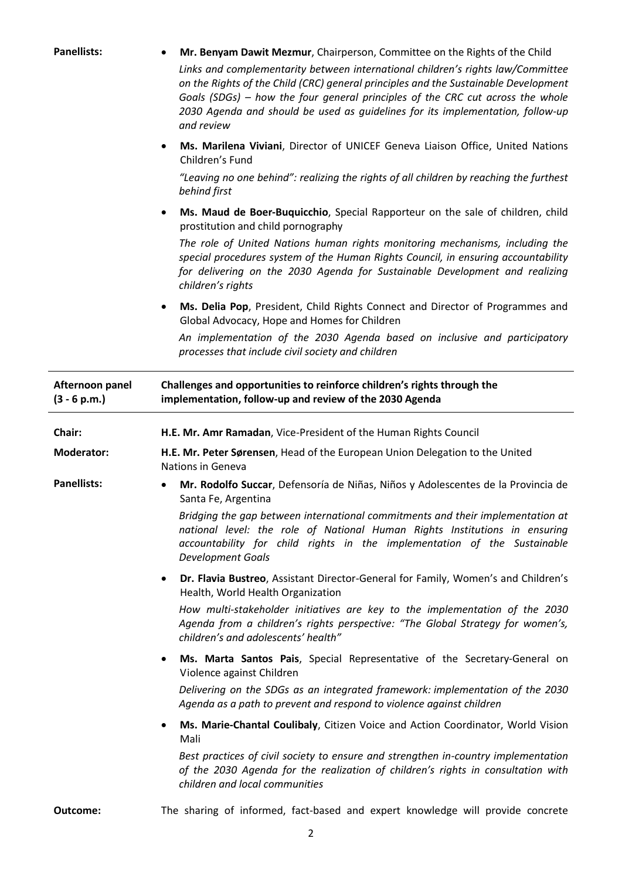**Panellists:**

- **Mr. Benyam Dawit Mezmur**, Chairperson, Committee on the Rights of the Child

  *Links and complementarity between international children's rights law/Committee on the Rights of the Child (CRC) general principles and the Sustainable Development Goals (SDGs) – how the four general principles of the CRC cut across the whole 2030 Agenda and should be used as guidelines for its implementation, follow-up and review*

- **Ms. Marilena Viviani**, Director of UNICEF Geneva Liaison Office, United Nations Children's Fund

  *"Leaving no one behind": realizing the rights of all children by reaching the furthest behind first*

- **Ms. Maud de Boer-Buquicchio**, Special Rapporteur on the sale of children, child prostitution and child pornography

  *The role of United Nations human rights monitoring mechanisms, including the special procedures system of the Human Rights Council, in ensuring accountability for delivering on the 2030 Agenda for Sustainable Development and realizing children's rights*

- **Ms. Delia Pop**, President, Child Rights Connect and Director of Programmes and Global Advocacy, Hope and Homes for Children

  *An implementation of the 2030 Agenda based on inclusive and participatory processes that include civil society and children*

---

**Afternoon panel (3 - 6 p.m.)** — **Challenges and opportunities to reinforce children's rights through the implementation, follow-up and review of the 2030 Agenda**

---

**Chair:** **H.E. Mr. Amr Ramadan**, Vice-President of the Human Rights Council

**Moderator:** **H.E. Mr. Peter Sørensen**, Head of the European Union Delegation to the United Nations in Geneva

**Panellists:**

- **Mr. Rodolfo Succar**, Defensoría de Niñas, Niños y Adolescentes de la Provincia de Santa Fe, Argentina

  *Bridging the gap between international commitments and their implementation at national level: the role of National Human Rights Institutions in ensuring accountability for child rights in the implementation of the Sustainable Development Goals*

- **Dr. Flavia Bustreo**, Assistant Director-General for Family, Women's and Children's Health, World Health Organization

  *How multi-stakeholder initiatives are key to the implementation of the 2030 Agenda from a children's rights perspective: "The Global Strategy for women's, children's and adolescents' health"*

- **Ms. Marta Santos Pais**, Special Representative of the Secretary-General on Violence against Children

  *Delivering on the SDGs as an integrated framework: implementation of the 2030 Agenda as a path to prevent and respond to violence against children*

- **Ms. Marie-Chantal Coulibaly**, Citizen Voice and Action Coordinator, World Vision Mali

  *Best practices of civil society to ensure and strengthen in-country implementation of the 2030 Agenda for the realization of children's rights in consultation with children and local communities*

**Outcome:** The sharing of informed, fact-based and expert knowledge will provide concrete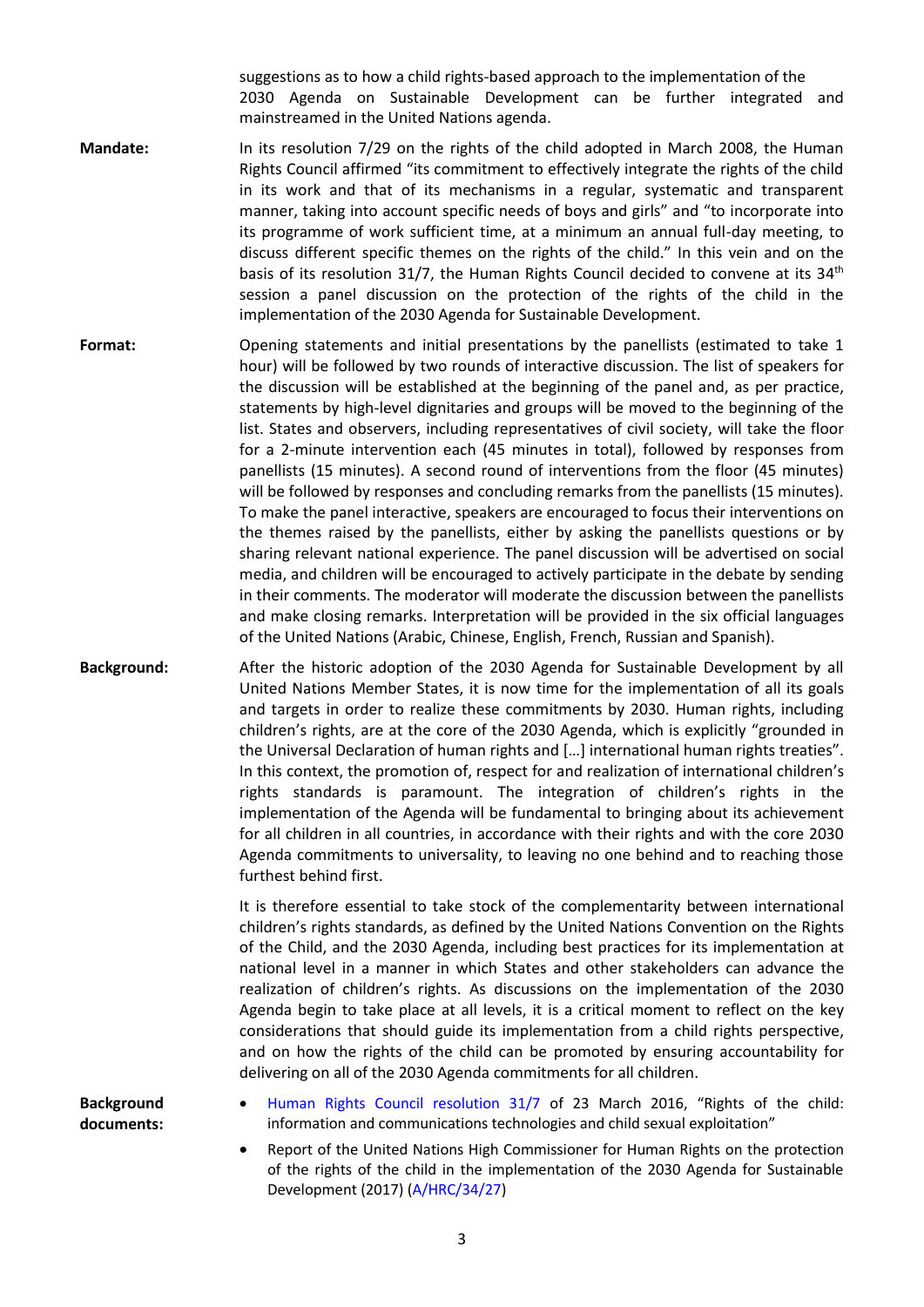suggestions as to how a child rights-based approach to the implementation of the 2030 Agenda on Sustainable Development can be further integrated and mainstreamed in the United Nations agenda.

**Mandate:** In its resolution 7/29 on the rights of the child adopted in March 2008, the Human Rights Council affirmed "its commitment to effectively integrate the rights of the child in its work and that of its mechanisms in a regular, systematic and transparent manner, taking into account specific needs of boys and girls" and "to incorporate into its programme of work sufficient time, at a minimum an annual full-day meeting, to discuss different specific themes on the rights of the child." In this vein and on the basis of its resolution 31/7, the Human Rights Council decided to convene at its 34th session a panel discussion on the protection of the rights of the child in the implementation of the 2030 Agenda for Sustainable Development.

**Format:** Opening statements and initial presentations by the panellists (estimated to take 1 hour) will be followed by two rounds of interactive discussion. The list of speakers for the discussion will be established at the beginning of the panel and, as per practice, statements by high-level dignitaries and groups will be moved to the beginning of the list. States and observers, including representatives of civil society, will take the floor for a 2-minute intervention each (45 minutes in total), followed by responses from panellists (15 minutes). A second round of interventions from the floor (45 minutes) will be followed by responses and concluding remarks from the panellists (15 minutes). To make the panel interactive, speakers are encouraged to focus their interventions on the themes raised by the panellists, either by asking the panellists questions or by sharing relevant national experience. The panel discussion will be advertised on social media, and children will be encouraged to actively participate in the debate by sending in their comments. The moderator will moderate the discussion between the panellists and make closing remarks. Interpretation will be provided in the six official languages of the United Nations (Arabic, Chinese, English, French, Russian and Spanish).

**Background:** After the historic adoption of the 2030 Agenda for Sustainable Development by all United Nations Member States, it is now time for the implementation of all its goals and targets in order to realize these commitments by 2030. Human rights, including children's rights, are at the core of the 2030 Agenda, which is explicitly "grounded in the Universal Declaration of human rights and […] international human rights treaties". In this context, the promotion of, respect for and realization of international children's rights standards is paramount. The integration of children's rights in the implementation of the Agenda will be fundamental to bringing about its achievement for all children in all countries, in accordance with their rights and with the core 2030 Agenda commitments to universality, to leaving no one behind and to reaching those furthest behind first.

It is therefore essential to take stock of the complementarity between international children's rights standards, as defined by the United Nations Convention on the Rights of the Child, and the 2030 Agenda, including best practices for its implementation at national level in a manner in which States and other stakeholders can advance the realization of children's rights. As discussions on the implementation of the 2030 Agenda begin to take place at all levels, it is a critical moment to reflect on the key considerations that should guide its implementation from a child rights perspective, and on how the rights of the child can be promoted by ensuring accountability for delivering on all of the 2030 Agenda commitments for all children.

**Background documents:**

- Human Rights Council resolution 31/7 of 23 March 2016, "Rights of the child: information and communications technologies and child sexual exploitation"
- Report of the United Nations High Commissioner for Human Rights on the protection of the rights of the child in the implementation of the 2030 Agenda for Sustainable Development (2017) (A/HRC/34/27)